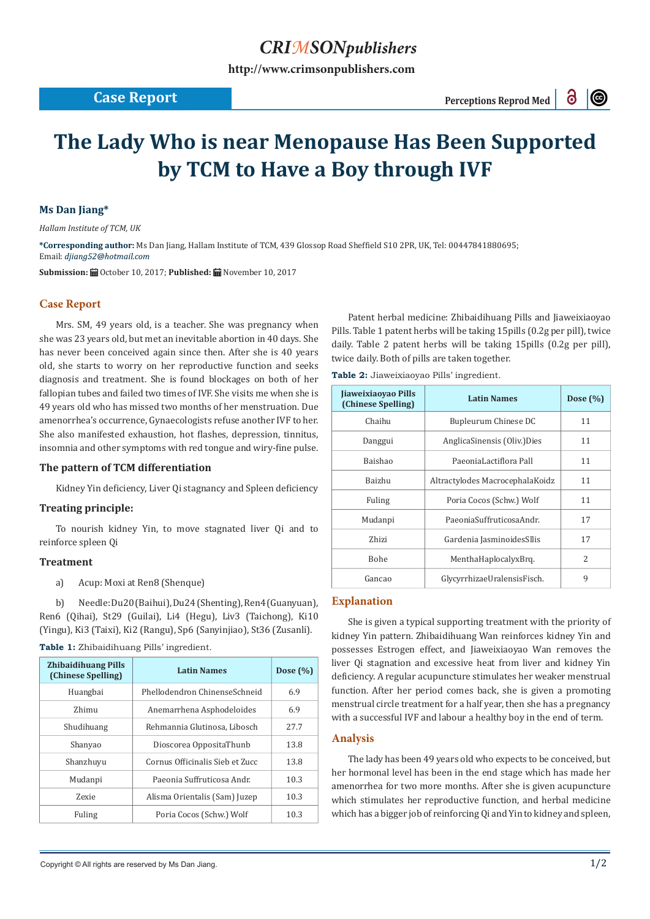CRIMSONpublishers

http://www.crimsonpublishers.com

Case Report

# The Lady Who is near Menopause Has Been Supported by TCM to Have a Boy through IVF

**Ms Dan Jiang***

*Hallam Institute of TCM, UK*

***Corresponding author:** Ms Dan Jiang, Hallam Institute of TCM, 439 Glossop Road Sheffield S10 2PR, UK, Tel: 00447841880695; Email: *djiang52@hotmail.com*

**Submission:** October 10, 2017; **Published:** November 10, 2017

## Case Report

Mrs. SM, 49 years old, is a teacher. She was pregnancy when she was 23 years old, but met an inevitable abortion in 40 days. She has never been conceived again since then. After she is 40 years old, she starts to worry on her reproductive function and seeks diagnosis and treatment. She is found blockages on both of her fallopian tubes and failed two times of IVF. She visits me when she is 49 years old who has missed two months of her menstruation. Due amenorrhea's occurrence, Gynaecologists refuse another IVF to her. She also manifested exhaustion, hot flashes, depression, tinnitus, insomnia and other symptoms with red tongue and wiry-fine pulse.

### The pattern of TCM differentiation

Kidney Yin deficiency, Liver Qi stagnancy and Spleen deficiency

### Treating principle:

To nourish kidney Yin, to move stagnated liver Qi and to reinforce spleen Qi

### Treatment

a) Acup: Moxi at Ren8 (Shenque)

b) Needle: Du20 (Baihui), Du24 (Shenting), Ren4 (Guanyuan), Ren6 (Qihai), St29 (Guilai), Li4 (Hegu), Liv3 (Taichong), Ki10 (Yingu), Ki3 (Taixi), Ki2 (Rangu), Sp6 (Sanyinjiao), St36 (Zusanli).

**Table 1:** Zhibaidihuang Pills' ingredient.

| Zhibaidihuang Pills (Chinese Spelling) | Latin Names | Dose (%) |
|---|---|---|
| Huangbai | Phellodendron ChinenseSchneid | 6.9 |
| Zhimu | Anemarrhena Asphodeloides | 6.9 |
| Shudihuang | Rehmannia Glutinosa, Libosch | 27.7 |
| Shanyao | Dioscorea OppositaThunb | 13.8 |
| Shanzhuyu | Cornus Officinalis Sieb et Zucc | 13.8 |
| Mudanpi | Paeonia Suffruticosa Andr. | 10.3 |
| Zexie | Alisma Orientalis (Sam) Juzep | 10.3 |
| Fuling | Poria Cocos (Schw.) Wolf | 10.3 |

Patent herbal medicine: Zhibaidihuang Pills and Jiaweixiaoyao Pills. Table 1 patent herbs will be taking 15pills (0.2g per pill), twice daily. Table 2 patent herbs will be taking 15pills (0.2g per pill), twice daily. Both of pills are taken together.

**Table 2:** Jiaweixiaoyao Pills' ingredient.

| Jiaweixiaoyao Pills (Chinese Spelling) | Latin Names | Dose (%) |
|---|---|---|
| Chaihu | Bupleurum Chinese DC | 11 |
| Danggui | AnglicaSinensis (Oliv.)Dies | 11 |
| Baishao | PaeoniaLactiflora Pall | 11 |
| Baizhu | Altractylodes MacrocephalaKoidz | 11 |
| Fuling | Poria Cocos (Schw.) Wolf | 11 |
| Mudanpi | PaeoniaSuffruticosaAndr. | 17 |
| Zhizi | Gardenia JasminoidesSllis | 17 |
| Bohe | MenthaHaplocalyxBrq. | 2 |
| Gancao | GlycyrrhizaeUralensisFisch. | 9 |

## Explanation

She is given a typical supporting treatment with the priority of kidney Yin pattern. Zhibaidihuang Wan reinforces kidney Yin and possesses Estrogen effect, and Jiaweixiaoyao Wan removes the liver Qi stagnation and excessive heat from liver and kidney Yin deficiency. A regular acupuncture stimulates her weaker menstrual function. After her period comes back, she is given a promoting menstrual circle treatment for a half year, then she has a pregnancy with a successful IVF and labour a healthy boy in the end of term.

## Analysis

The lady has been 49 years old who expects to be conceived, but her hormonal level has been in the end stage which has made her amenorrhea for two more months. After she is given acupuncture which stimulates her reproductive function, and herbal medicine which has a bigger job of reinforcing Qi and Yin to kidney and spleen,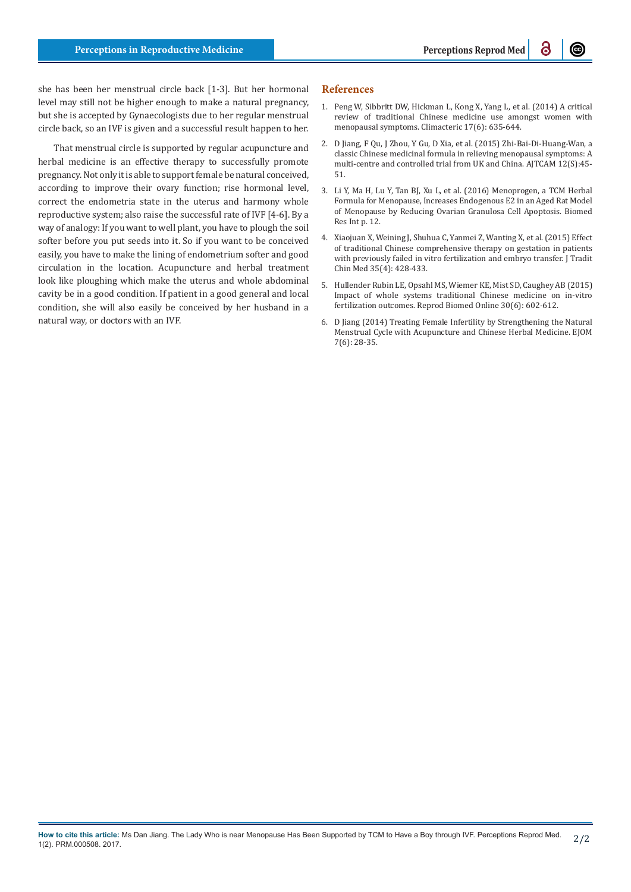she has been her menstrual circle back [1-3]. But her hormonal level may still not be higher enough to make a natural pregnancy, but she is accepted by Gynaecologists due to her regular menstrual circle back, so an IVF is given and a successful result happen to her.

That menstrual circle is supported by regular acupuncture and herbal medicine is an effective therapy to successfully promote pregnancy. Not only it is able to support female be natural conceived, according to improve their ovary function; rise hormonal level, correct the endometria state in the uterus and harmony whole reproductive system; also raise the successful rate of IVF [4-6]. By a way of analogy: If you want to well plant, you have to plough the soil softer before you put seeds into it. So if you want to be conceived easily, you have to make the lining of endometrium softer and good circulation in the location. Acupuncture and herbal treatment look like ploughing which make the uterus and whole abdominal cavity be in a good condition. If patient in a good general and local condition, she will also easily be conceived by her husband in a natural way, or doctors with an IVF.

## References

1. Peng W, Sibbritt DW, Hickman L, Kong X, Yang L, et al. (2014) A critical review of traditional Chinese medicine use amongst women with menopausal symptoms. Climacteric 17(6): 635-644.
2. D Jiang, F Qu, J Zhou, Y Gu, D Xia, et al. (2015) Zhi-Bai-Di-Huang-Wan, a classic Chinese medicinal formula in relieving menopausal symptoms: A multi-centre and controlled trial from UK and China. AJTCAM 12(S):45-51.
3. Li Y, Ma H, Lu Y, Tan BJ, Xu L, et al. (2016) Menoprogen, a TCM Herbal Formula for Menopause, Increases Endogenous E2 in an Aged Rat Model of Menopause by Reducing Ovarian Granulosa Cell Apoptosis. Biomed Res Int p. 12.
4. Xiaojuan X, Weining J, Shuhua C, Yanmei Z, Wanting X, et al. (2015) Effect of traditional Chinese comprehensive therapy on gestation in patients with previously failed in vitro fertilization and embryo transfer. J Tradit Chin Med 35(4): 428-433.
5. Hullender Rubin LE, Opsahl MS, Wiemer KE, Mist SD, Caughey AB (2015) Impact of whole systems traditional Chinese medicine on in-vitro fertilization outcomes. Reprod Biomed Online 30(6): 602-612.
6. D Jiang (2014) Treating Female Infertility by Strengthening the Natural Menstrual Cycle with Acupuncture and Chinese Herbal Medicine. EJOM 7(6): 28-35.

**How to cite this article:** Ms Dan Jiang. The Lady Who is near Menopause Has Been Supported by TCM to Have a Boy through IVF. Perceptions Reprod Med. 1(2). PRM.000508. 2017.